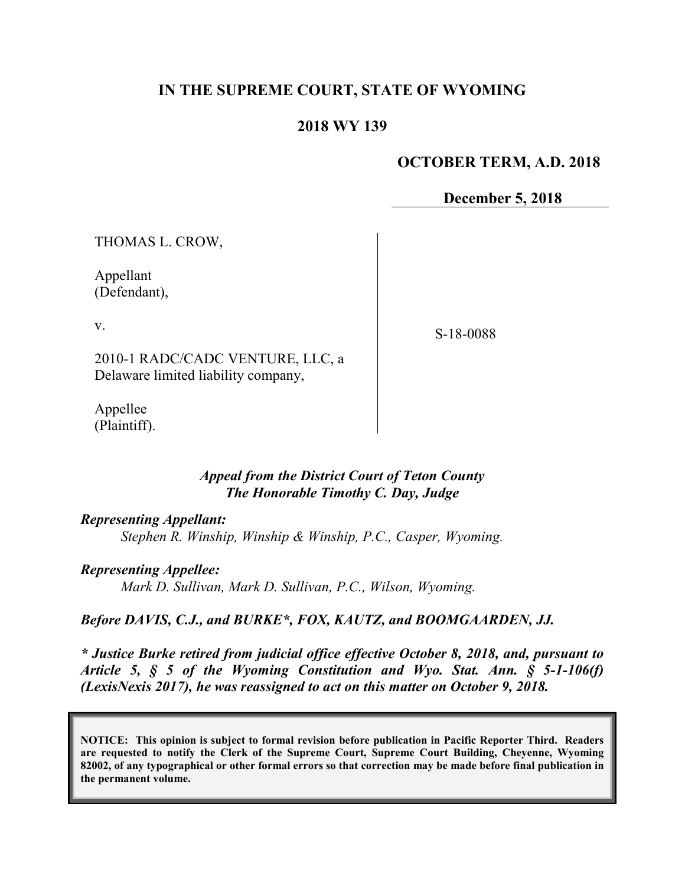# IN THE SUPREME COURT, STATE OF WYOMING

## 2018 WY 139

**OCTOBER TERM, A.D. 2018**

**December 5, 2018**

THOMAS L. CROW,

Appellant
(Defendant),

v.

2010-1 RADC/CADC VENTURE, LLC, a Delaware limited liability company,

Appellee
(Plaintiff).

S-18-0088

*Appeal from the District Court of Teton County*
*The Honorable Timothy C. Day, Judge*

***Representing Appellant:***
*Stephen R. Winship, Winship & Winship, P.C., Casper, Wyoming.*

***Representing Appellee:***
*Mark D. Sullivan, Mark D. Sullivan, P.C., Wilson, Wyoming.*

***Before DAVIS, C.J., and BURKE\*, FOX, KAUTZ, and BOOMGAARDEN, JJ.***

***\* Justice Burke retired from judicial office effective October 8, 2018, and, pursuant to Article 5, § 5 of the Wyoming Constitution and Wyo. Stat. Ann. § 5-1-106(f) (LexisNexis 2017), he was reassigned to act on this matter on October 9, 2018.***

**NOTICE: This opinion is subject to formal revision before publication in Pacific Reporter Third. Readers are requested to notify the Clerk of the Supreme Court, Supreme Court Building, Cheyenne, Wyoming 82002, of any typographical or other formal errors so that correction may be made before final publication in the permanent volume.**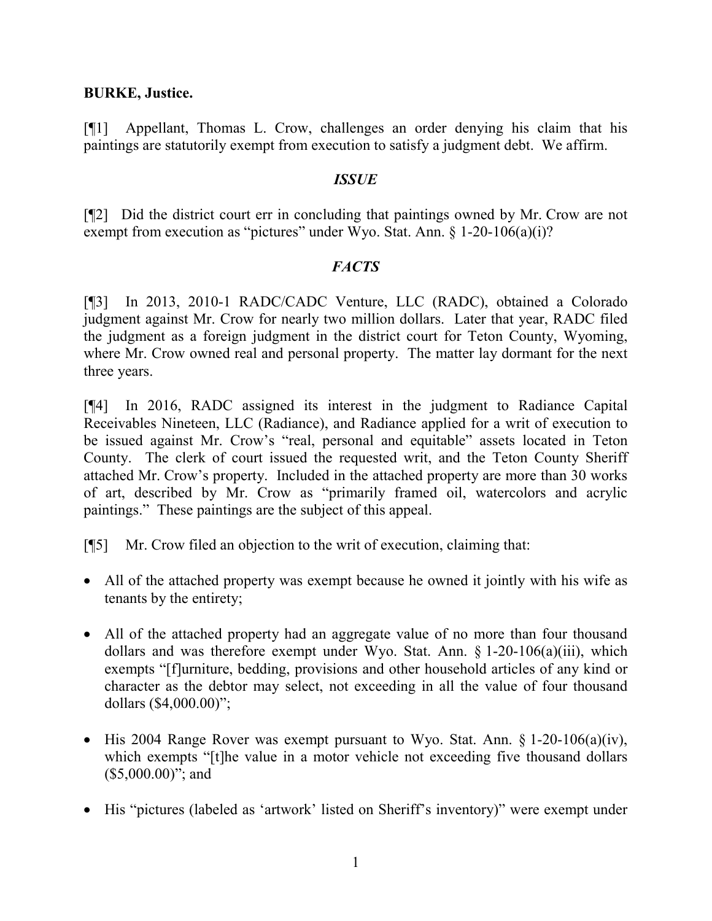**BURKE, Justice.**

[¶1] Appellant, Thomas L. Crow, challenges an order denying his claim that his paintings are statutorily exempt from execution to satisfy a judgment debt. We affirm.

### *ISSUE*

[¶2] Did the district court err in concluding that paintings owned by Mr. Crow are not exempt from execution as "pictures" under Wyo. Stat. Ann. § 1-20-106(a)(i)?

### *FACTS*

[¶3] In 2013, 2010-1 RADC/CADC Venture, LLC (RADC), obtained a Colorado judgment against Mr. Crow for nearly two million dollars. Later that year, RADC filed the judgment as a foreign judgment in the district court for Teton County, Wyoming, where Mr. Crow owned real and personal property. The matter lay dormant for the next three years.

[¶4] In 2016, RADC assigned its interest in the judgment to Radiance Capital Receivables Nineteen, LLC (Radiance), and Radiance applied for a writ of execution to be issued against Mr. Crow's "real, personal and equitable" assets located in Teton County. The clerk of court issued the requested writ, and the Teton County Sheriff attached Mr. Crow's property. Included in the attached property are more than 30 works of art, described by Mr. Crow as "primarily framed oil, watercolors and acrylic paintings." These paintings are the subject of this appeal.

[¶5] Mr. Crow filed an objection to the writ of execution, claiming that:

- All of the attached property was exempt because he owned it jointly with his wife as tenants by the entirety;
- All of the attached property had an aggregate value of no more than four thousand dollars and was therefore exempt under Wyo. Stat. Ann. § 1-20-106(a)(iii), which exempts "[f]urniture, bedding, provisions and other household articles of any kind or character as the debtor may select, not exceeding in all the value of four thousand dollars ($4,000.00)";
- His 2004 Range Rover was exempt pursuant to Wyo. Stat. Ann. § 1-20-106(a)(iv), which exempts "[t]he value in a motor vehicle not exceeding five thousand dollars ($5,000.00)"; and
- His "pictures (labeled as 'artwork' listed on Sheriff's inventory)" were exempt under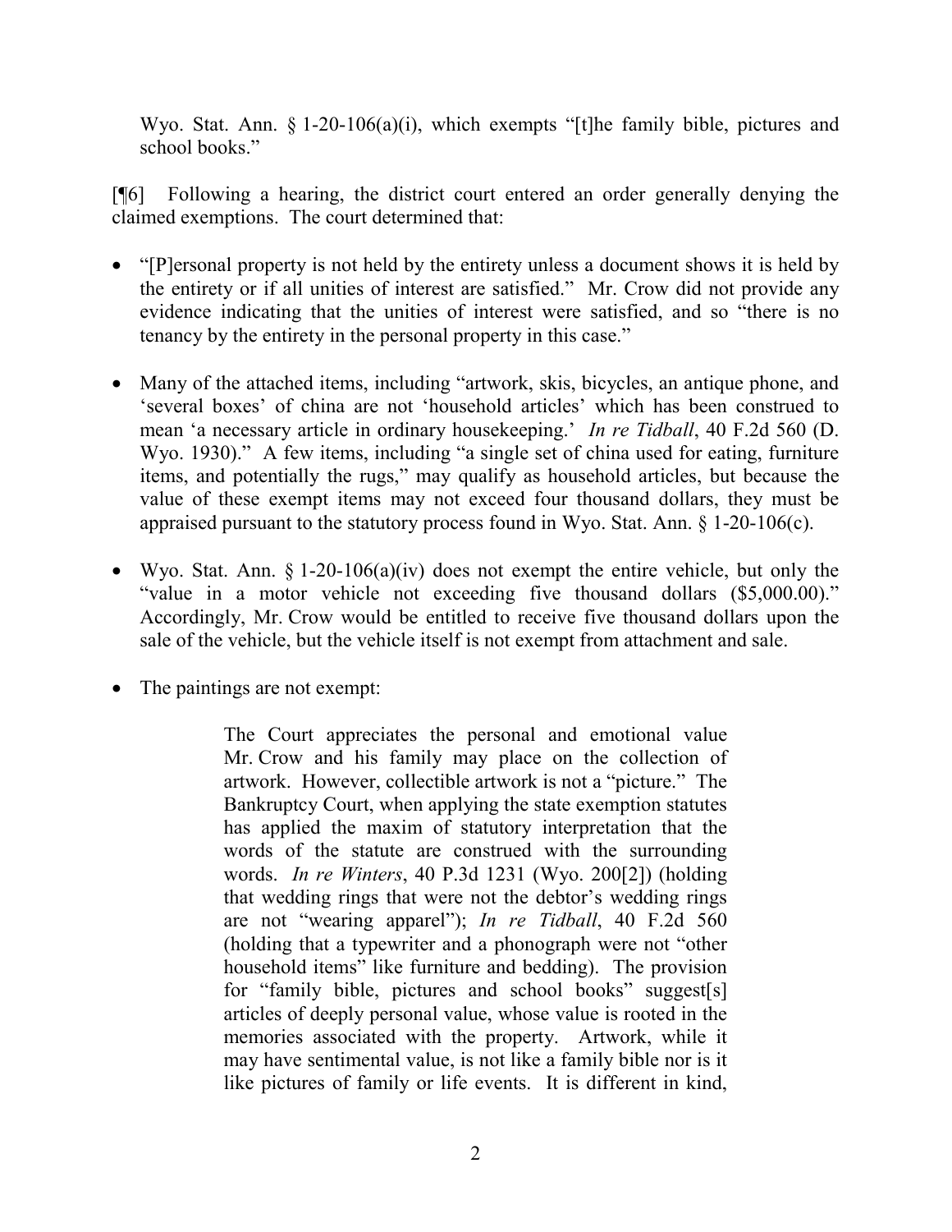Wyo. Stat. Ann. § 1-20-106(a)(i), which exempts "[t]he family bible, pictures and school books."

[¶6] Following a hearing, the district court entered an order generally denying the claimed exemptions. The court determined that:

- "[P]ersonal property is not held by the entirety unless a document shows it is held by the entirety or if all unities of interest are satisfied." Mr. Crow did not provide any evidence indicating that the unities of interest were satisfied, and so "there is no tenancy by the entirety in the personal property in this case."
- Many of the attached items, including "artwork, skis, bicycles, an antique phone, and 'several boxes' of china are not 'household articles' which has been construed to mean 'a necessary article in ordinary housekeeping.' *In re Tidball*, 40 F.2d 560 (D. Wyo. 1930)." A few items, including "a single set of china used for eating, furniture items, and potentially the rugs," may qualify as household articles, but because the value of these exempt items may not exceed four thousand dollars, they must be appraised pursuant to the statutory process found in Wyo. Stat. Ann. § 1-20-106(c).
- Wyo. Stat. Ann. § 1-20-106(a)(iv) does not exempt the entire vehicle, but only the "value in a motor vehicle not exceeding five thousand dollars ($5,000.00)." Accordingly, Mr. Crow would be entitled to receive five thousand dollars upon the sale of the vehicle, but the vehicle itself is not exempt from attachment and sale.
- The paintings are not exempt:

> The Court appreciates the personal and emotional value Mr. Crow and his family may place on the collection of artwork. However, collectible artwork is not a "picture." The Bankruptcy Court, when applying the state exemption statutes has applied the maxim of statutory interpretation that the words of the statute are construed with the surrounding words. *In re Winters*, 40 P.3d 1231 (Wyo. 200[2]) (holding that wedding rings that were not the debtor's wedding rings are not "wearing apparel"); *In re Tidball*, 40 F.2d 560 (holding that a typewriter and a phonograph were not "other household items" like furniture and bedding). The provision for "family bible, pictures and school books" suggest[s] articles of deeply personal value, whose value is rooted in the memories associated with the property. Artwork, while it may have sentimental value, is not like a family bible nor is it like pictures of family or life events. It is different in kind,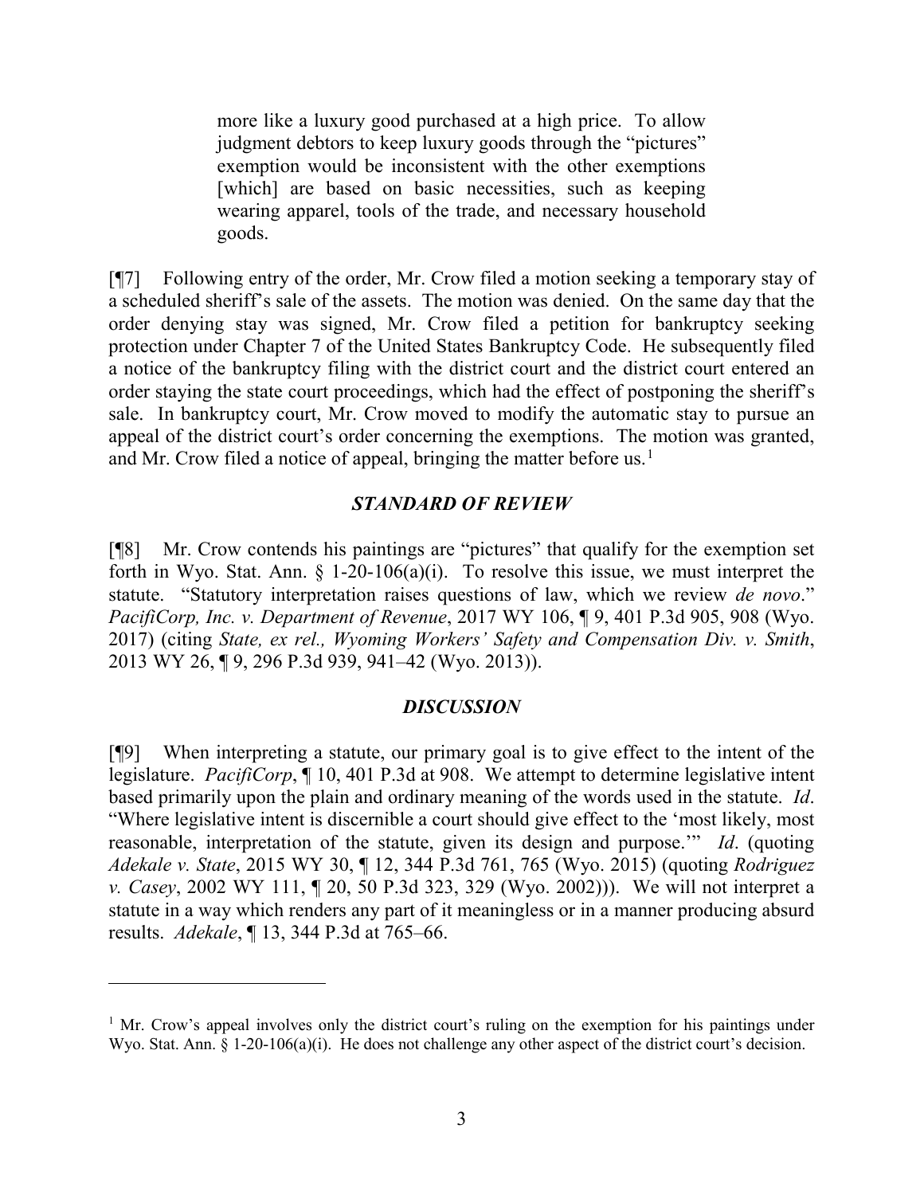> more like a luxury good purchased at a high price. To allow judgment debtors to keep luxury goods through the "pictures" exemption would be inconsistent with the other exemptions [which] are based on basic necessities, such as keeping wearing apparel, tools of the trade, and necessary household goods.

[¶7] Following entry of the order, Mr. Crow filed a motion seeking a temporary stay of a scheduled sheriff's sale of the assets. The motion was denied. On the same day that the order denying stay was signed, Mr. Crow filed a petition for bankruptcy seeking protection under Chapter 7 of the United States Bankruptcy Code. He subsequently filed a notice of the bankruptcy filing with the district court and the district court entered an order staying the state court proceedings, which had the effect of postponing the sheriff's sale. In bankruptcy court, Mr. Crow moved to modify the automatic stay to pursue an appeal of the district court's order concerning the exemptions. The motion was granted, and Mr. Crow filed a notice of appeal, bringing the matter before us.[1]

## *STANDARD OF REVIEW*

[¶8] Mr. Crow contends his paintings are "pictures" that qualify for the exemption set forth in Wyo. Stat. Ann. § 1-20-106(a)(i). To resolve this issue, we must interpret the statute. "Statutory interpretation raises questions of law, which we review *de novo*." *PacifiCorp, Inc. v. Department of Revenue*, 2017 WY 106, ¶ 9, 401 P.3d 905, 908 (Wyo. 2017) (citing *State, ex rel., Wyoming Workers' Safety and Compensation Div. v. Smith*, 2013 WY 26, ¶ 9, 296 P.3d 939, 941–42 (Wyo. 2013)).

## *DISCUSSION*

[¶9] When interpreting a statute, our primary goal is to give effect to the intent of the legislature. *PacifiCorp*, ¶ 10, 401 P.3d at 908. We attempt to determine legislative intent based primarily upon the plain and ordinary meaning of the words used in the statute. *Id*. "Where legislative intent is discernible a court should give effect to the 'most likely, most reasonable, interpretation of the statute, given its design and purpose.'" *Id*. (quoting *Adekale v. State*, 2015 WY 30, ¶ 12, 344 P.3d 761, 765 (Wyo. 2015) (quoting *Rodriguez v. Casey*, 2002 WY 111, ¶ 20, 50 P.3d 323, 329 (Wyo. 2002))). We will not interpret a statute in a way which renders any part of it meaningless or in a manner producing absurd results. *Adekale*, ¶ 13, 344 P.3d at 765–66.

---

[1] Mr. Crow's appeal involves only the district court's ruling on the exemption for his paintings under Wyo. Stat. Ann. § 1-20-106(a)(i). He does not challenge any other aspect of the district court's decision.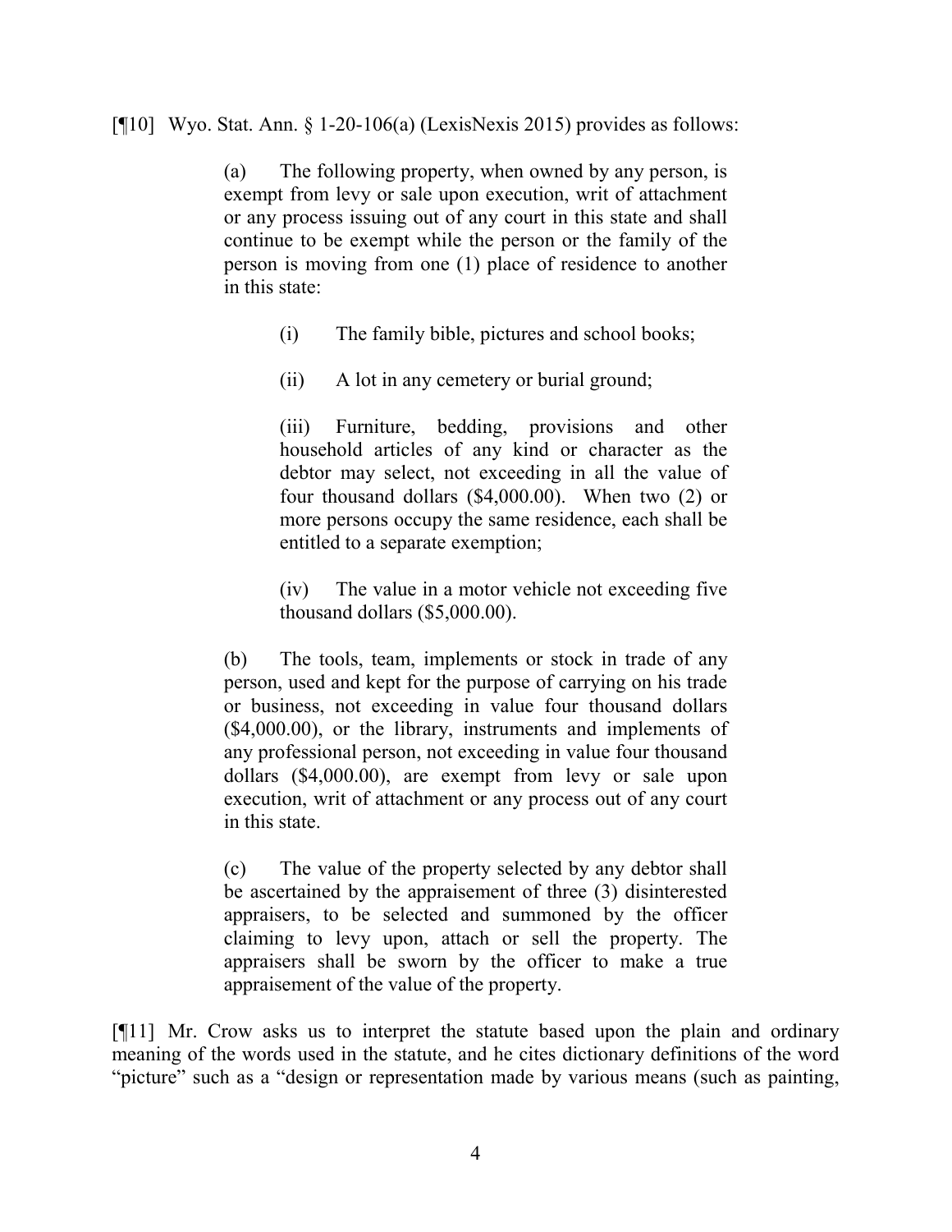[¶10] Wyo. Stat. Ann. § 1-20-106(a) (LexisNexis 2015) provides as follows:

> (a) The following property, when owned by any person, is exempt from levy or sale upon execution, writ of attachment or any process issuing out of any court in this state and shall continue to be exempt while the person or the family of the person is moving from one (1) place of residence to another in this state:
>
> > (i) The family bible, pictures and school books;
> >
> > (ii) A lot in any cemetery or burial ground;
> >
> > (iii) Furniture, bedding, provisions and other household articles of any kind or character as the debtor may select, not exceeding in all the value of four thousand dollars ($4,000.00). When two (2) or more persons occupy the same residence, each shall be entitled to a separate exemption;
> >
> > (iv) The value in a motor vehicle not exceeding five thousand dollars ($5,000.00).
>
> (b) The tools, team, implements or stock in trade of any person, used and kept for the purpose of carrying on his trade or business, not exceeding in value four thousand dollars ($4,000.00), or the library, instruments and implements of any professional person, not exceeding in value four thousand dollars ($4,000.00), are exempt from levy or sale upon execution, writ of attachment or any process out of any court in this state.
>
> (c) The value of the property selected by any debtor shall be ascertained by the appraisement of three (3) disinterested appraisers, to be selected and summoned by the officer claiming to levy upon, attach or sell the property. The appraisers shall be sworn by the officer to make a true appraisement of the value of the property.

[¶11] Mr. Crow asks us to interpret the statute based upon the plain and ordinary meaning of the words used in the statute, and he cites dictionary definitions of the word "picture" such as a "design or representation made by various means (such as painting,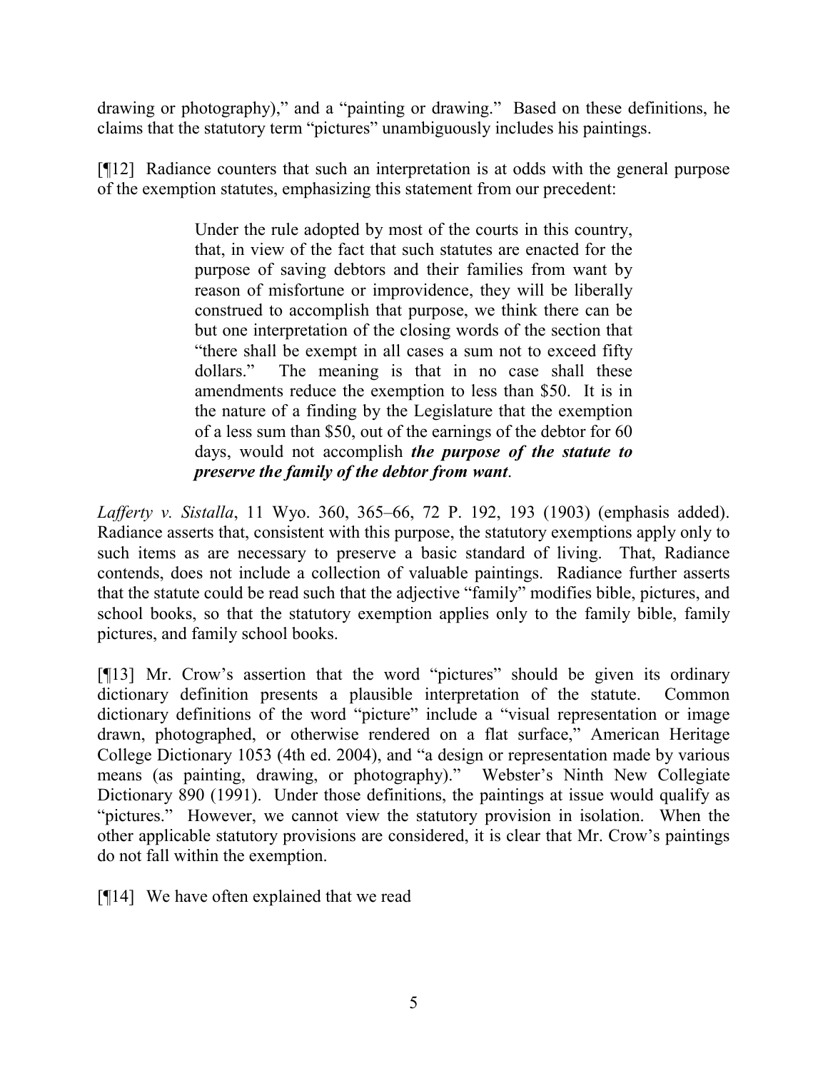drawing or photography)," and a "painting or drawing." Based on these definitions, he claims that the statutory term "pictures" unambiguously includes his paintings.

[¶12] Radiance counters that such an interpretation is at odds with the general purpose of the exemption statutes, emphasizing this statement from our precedent:

> Under the rule adopted by most of the courts in this country, that, in view of the fact that such statutes are enacted for the purpose of saving debtors and their families from want by reason of misfortune or improvidence, they will be liberally construed to accomplish that purpose, we think there can be but one interpretation of the closing words of the section that "there shall be exempt in all cases a sum not to exceed fifty dollars." The meaning is that in no case shall these amendments reduce the exemption to less than $50. It is in the nature of a finding by the Legislature that the exemption of a less sum than $50, out of the earnings of the debtor for 60 days, would not accomplish ***the purpose of the statute to preserve the family of the debtor from want***.

*Lafferty v. Sistalla*, 11 Wyo. 360, 365–66, 72 P. 192, 193 (1903) (emphasis added). Radiance asserts that, consistent with this purpose, the statutory exemptions apply only to such items as are necessary to preserve a basic standard of living. That, Radiance contends, does not include a collection of valuable paintings. Radiance further asserts that the statute could be read such that the adjective "family" modifies bible, pictures, and school books, so that the statutory exemption applies only to the family bible, family pictures, and family school books.

[¶13] Mr. Crow's assertion that the word "pictures" should be given its ordinary dictionary definition presents a plausible interpretation of the statute. Common dictionary definitions of the word "picture" include a "visual representation or image drawn, photographed, or otherwise rendered on a flat surface," American Heritage College Dictionary 1053 (4th ed. 2004), and "a design or representation made by various means (as painting, drawing, or photography)." Webster's Ninth New Collegiate Dictionary 890 (1991). Under those definitions, the paintings at issue would qualify as "pictures." However, we cannot view the statutory provision in isolation. When the other applicable statutory provisions are considered, it is clear that Mr. Crow's paintings do not fall within the exemption.

[¶14] We have often explained that we read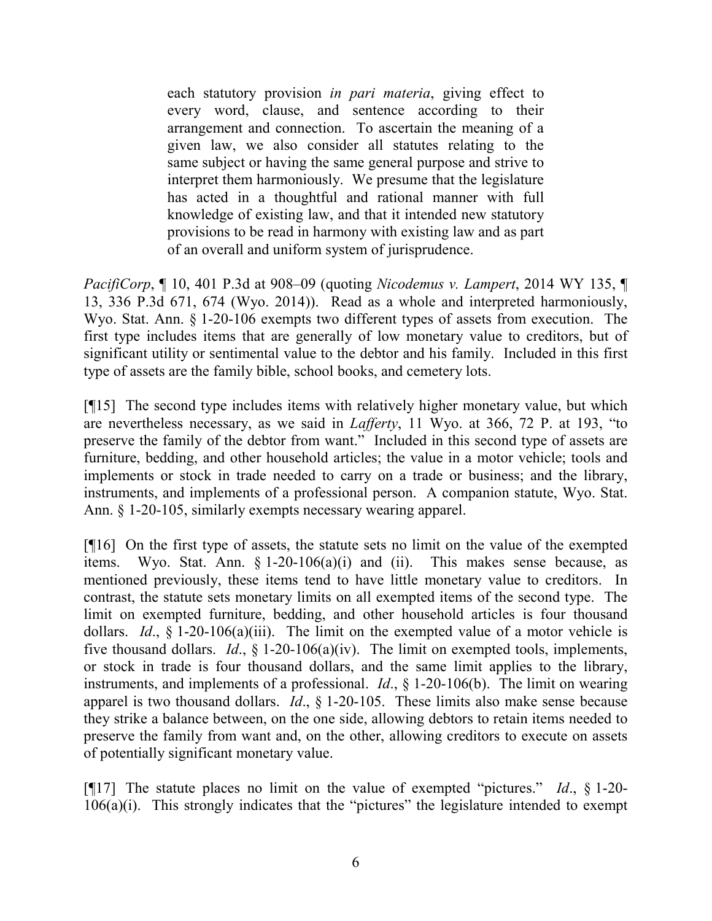> each statutory provision *in pari materia*, giving effect to every word, clause, and sentence according to their arrangement and connection. To ascertain the meaning of a given law, we also consider all statutes relating to the same subject or having the same general purpose and strive to interpret them harmoniously. We presume that the legislature has acted in a thoughtful and rational manner with full knowledge of existing law, and that it intended new statutory provisions to be read in harmony with existing law and as part of an overall and uniform system of jurisprudence.

*PacifiCorp*, ¶ 10, 401 P.3d at 908–09 (quoting *Nicodemus v. Lampert*, 2014 WY 135, ¶ 13, 336 P.3d 671, 674 (Wyo. 2014)). Read as a whole and interpreted harmoniously, Wyo. Stat. Ann. § 1-20-106 exempts two different types of assets from execution. The first type includes items that are generally of low monetary value to creditors, but of significant utility or sentimental value to the debtor and his family. Included in this first type of assets are the family bible, school books, and cemetery lots.

[¶15] The second type includes items with relatively higher monetary value, but which are nevertheless necessary, as we said in *Lafferty*, 11 Wyo. at 366, 72 P. at 193, "to preserve the family of the debtor from want." Included in this second type of assets are furniture, bedding, and other household articles; the value in a motor vehicle; tools and implements or stock in trade needed to carry on a trade or business; and the library, instruments, and implements of a professional person. A companion statute, Wyo. Stat. Ann. § 1-20-105, similarly exempts necessary wearing apparel.

[¶16] On the first type of assets, the statute sets no limit on the value of the exempted items. Wyo. Stat. Ann. § 1-20-106(a)(i) and (ii). This makes sense because, as mentioned previously, these items tend to have little monetary value to creditors. In contrast, the statute sets monetary limits on all exempted items of the second type. The limit on exempted furniture, bedding, and other household articles is four thousand dollars. *Id*., § 1-20-106(a)(iii). The limit on the exempted value of a motor vehicle is five thousand dollars. *Id*., § 1-20-106(a)(iv). The limit on exempted tools, implements, or stock in trade is four thousand dollars, and the same limit applies to the library, instruments, and implements of a professional. *Id*., § 1-20-106(b). The limit on wearing apparel is two thousand dollars. *Id*., § 1-20-105. These limits also make sense because they strike a balance between, on the one side, allowing debtors to retain items needed to preserve the family from want and, on the other, allowing creditors to execute on assets of potentially significant monetary value.

[¶17] The statute places no limit on the value of exempted "pictures." *Id*., § 1-20-106(a)(i). This strongly indicates that the "pictures" the legislature intended to exempt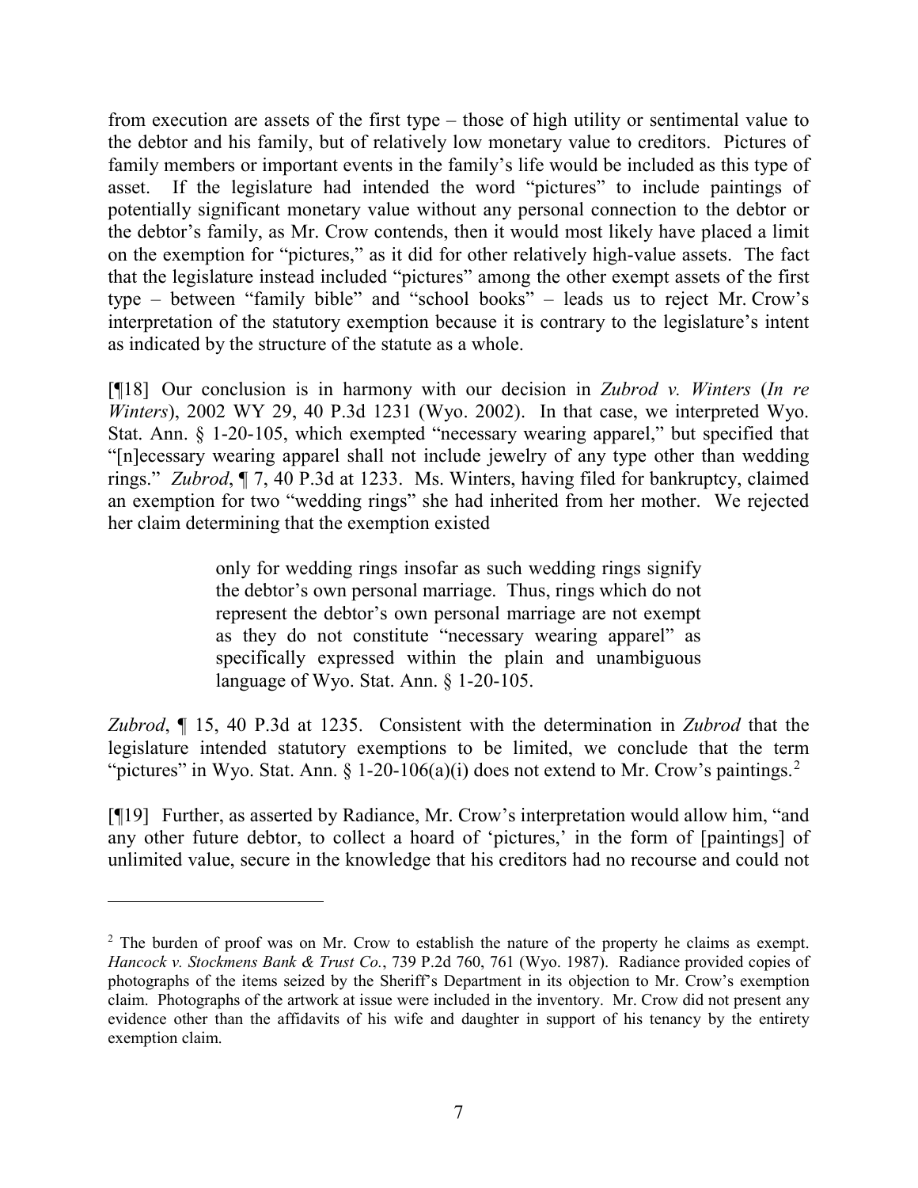from execution are assets of the first type – those of high utility or sentimental value to the debtor and his family, but of relatively low monetary value to creditors. Pictures of family members or important events in the family's life would be included as this type of asset. If the legislature had intended the word "pictures" to include paintings of potentially significant monetary value without any personal connection to the debtor or the debtor's family, as Mr. Crow contends, then it would most likely have placed a limit on the exemption for "pictures," as it did for other relatively high-value assets. The fact that the legislature instead included "pictures" among the other exempt assets of the first type – between "family bible" and "school books" – leads us to reject Mr. Crow's interpretation of the statutory exemption because it is contrary to the legislature's intent as indicated by the structure of the statute as a whole.

[¶18] Our conclusion is in harmony with our decision in *Zubrod v. Winters* (*In re Winters*), 2002 WY 29, 40 P.3d 1231 (Wyo. 2002). In that case, we interpreted Wyo. Stat. Ann. § 1-20-105, which exempted "necessary wearing apparel," but specified that "[n]ecessary wearing apparel shall not include jewelry of any type other than wedding rings." *Zubrod*, ¶ 7, 40 P.3d at 1233. Ms. Winters, having filed for bankruptcy, claimed an exemption for two "wedding rings" she had inherited from her mother. We rejected her claim determining that the exemption existed

> only for wedding rings insofar as such wedding rings signify the debtor's own personal marriage. Thus, rings which do not represent the debtor's own personal marriage are not exempt as they do not constitute "necessary wearing apparel" as specifically expressed within the plain and unambiguous language of Wyo. Stat. Ann. § 1-20-105.

*Zubrod*, ¶ 15, 40 P.3d at 1235. Consistent with the determination in *Zubrod* that the legislature intended statutory exemptions to be limited, we conclude that the term "pictures" in Wyo. Stat. Ann. § 1-20-106(a)(i) does not extend to Mr. Crow's paintings.[2]

[¶19] Further, as asserted by Radiance, Mr. Crow's interpretation would allow him, "and any other future debtor, to collect a hoard of 'pictures,' in the form of [paintings] of unlimited value, secure in the knowledge that his creditors had no recourse and could not

---

[2] The burden of proof was on Mr. Crow to establish the nature of the property he claims as exempt. *Hancock v. Stockmens Bank & Trust Co.*, 739 P.2d 760, 761 (Wyo. 1987). Radiance provided copies of photographs of the items seized by the Sheriff's Department in its objection to Mr. Crow's exemption claim. Photographs of the artwork at issue were included in the inventory. Mr. Crow did not present any evidence other than the affidavits of his wife and daughter in support of his tenancy by the entirety exemption claim.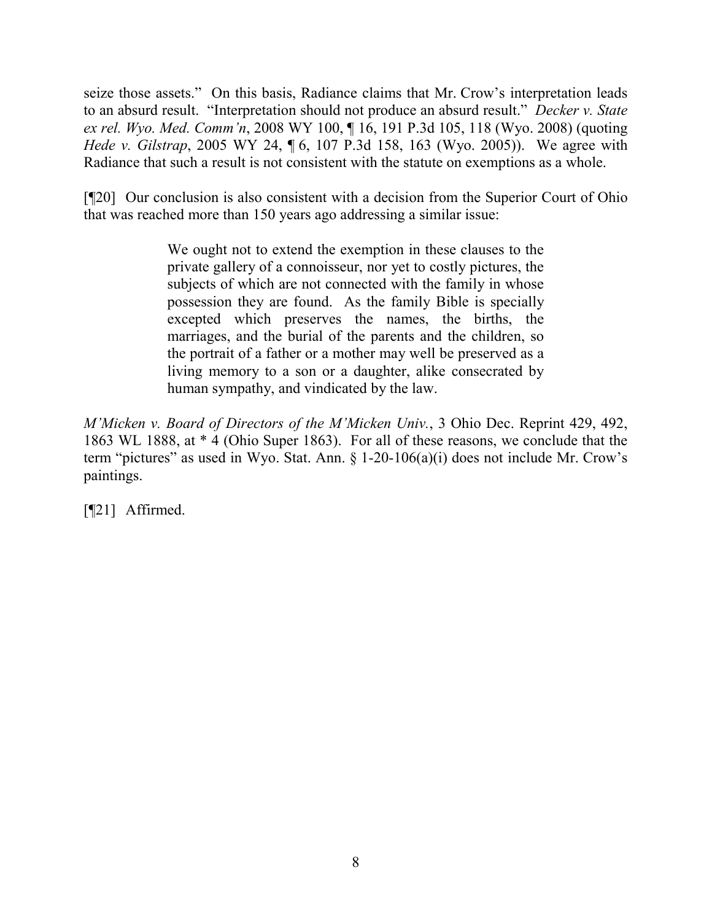seize those assets." On this basis, Radiance claims that Mr. Crow's interpretation leads to an absurd result. "Interpretation should not produce an absurd result." *Decker v. State ex rel. Wyo. Med. Comm'n*, 2008 WY 100, ¶ 16, 191 P.3d 105, 118 (Wyo. 2008) (quoting *Hede v. Gilstrap*, 2005 WY 24, ¶ 6, 107 P.3d 158, 163 (Wyo. 2005)). We agree with Radiance that such a result is not consistent with the statute on exemptions as a whole.

[¶20] Our conclusion is also consistent with a decision from the Superior Court of Ohio that was reached more than 150 years ago addressing a similar issue:

> We ought not to extend the exemption in these clauses to the private gallery of a connoisseur, nor yet to costly pictures, the subjects of which are not connected with the family in whose possession they are found. As the family Bible is specially excepted which preserves the names, the births, the marriages, and the burial of the parents and the children, so the portrait of a father or a mother may well be preserved as a living memory to a son or a daughter, alike consecrated by human sympathy, and vindicated by the law.

*M'Micken v. Board of Directors of the M'Micken Univ.*, 3 Ohio Dec. Reprint 429, 492, 1863 WL 1888, at * 4 (Ohio Super 1863). For all of these reasons, we conclude that the term "pictures" as used in Wyo. Stat. Ann. § 1-20-106(a)(i) does not include Mr. Crow's paintings.

[¶21] Affirmed.